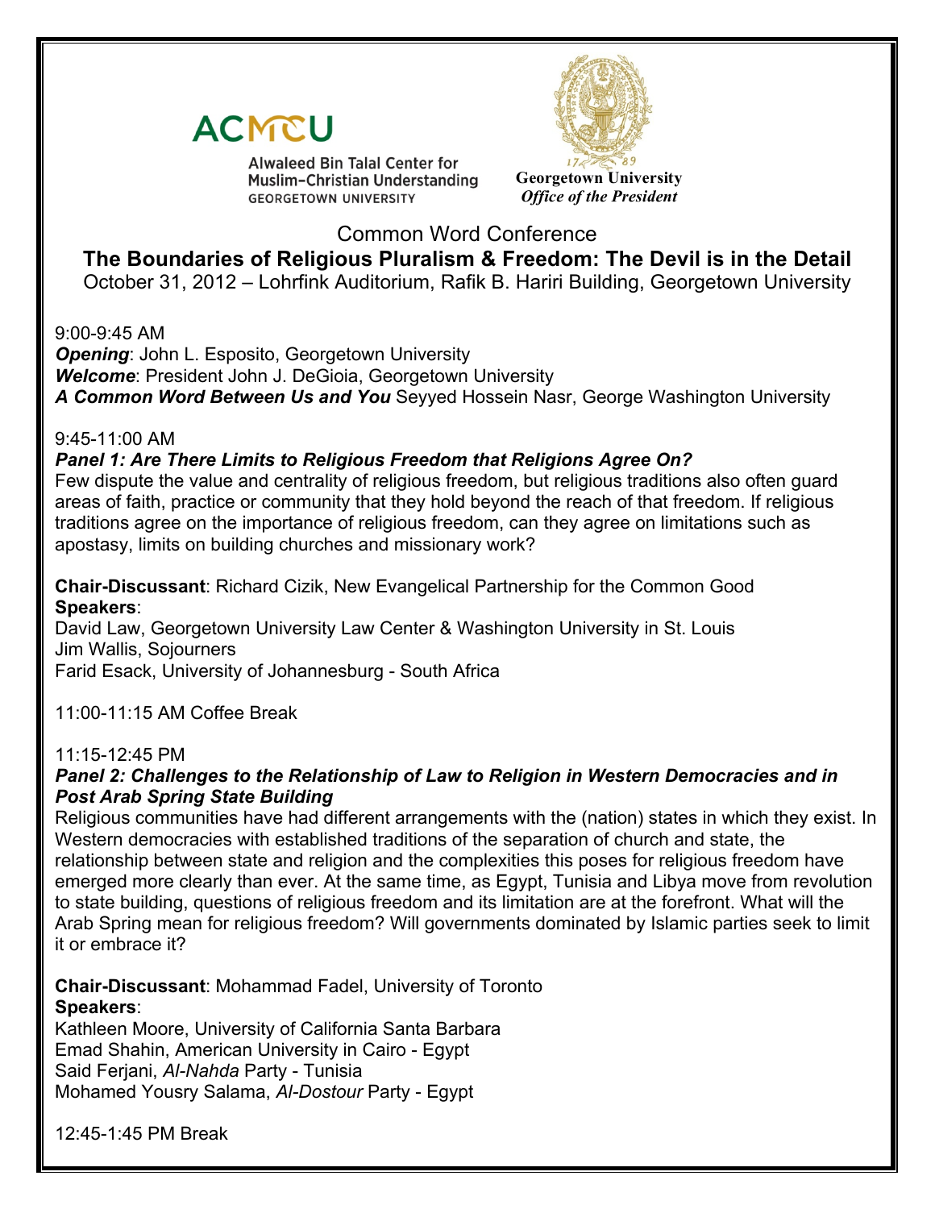ACMCU

Alwaleed Bin Talal Center for Muslim-Christian Understanding
GEORGETOWN UNIVERSITY

Georgetown University
*Office of the President*

Common Word Conference

# The Boundaries of Religious Pluralism & Freedom: The Devil is in the Detail

October 31, 2012 – Lohrfink Auditorium, Rafik B. Hariri Building, Georgetown University

9:00-9:45 AM

***Opening***: John L. Esposito, Georgetown University

***Welcome***: President John J. DeGioia, Georgetown University

***A Common Word Between Us and You*** Seyyed Hossein Nasr, George Washington University

9:45-11:00 AM

***Panel 1: Are There Limits to Religious Freedom that Religions Agree On?***

Few dispute the value and centrality of religious freedom, but religious traditions also often guard areas of faith, practice or community that they hold beyond the reach of that freedom. If religious traditions agree on the importance of religious freedom, can they agree on limitations such as apostasy, limits on building churches and missionary work?

**Chair-Discussant**: Richard Cizik, New Evangelical Partnership for the Common Good

**Speakers**:

David Law, Georgetown University Law Center & Washington University in St. Louis

Jim Wallis, Sojourners

Farid Esack, University of Johannesburg - South Africa

11:00-11:15 AM Coffee Break

11:15-12:45 PM

***Panel 2: Challenges to the Relationship of Law to Religion in Western Democracies and in Post Arab Spring State Building***

Religious communities have had different arrangements with the (nation) states in which they exist. In Western democracies with established traditions of the separation of church and state, the relationship between state and religion and the complexities this poses for religious freedom have emerged more clearly than ever. At the same time, as Egypt, Tunisia and Libya move from revolution to state building, questions of religious freedom and its limitation are at the forefront. What will the Arab Spring mean for religious freedom? Will governments dominated by Islamic parties seek to limit it or embrace it?

**Chair-Discussant**: Mohammad Fadel, University of Toronto

**Speakers**:

Kathleen Moore, University of California Santa Barbara

Emad Shahin, American University in Cairo - Egypt

Said Ferjani, *Al-Nahda* Party - Tunisia

Mohamed Yousry Salama, *Al-Dostour* Party - Egypt

12:45-1:45 PM Break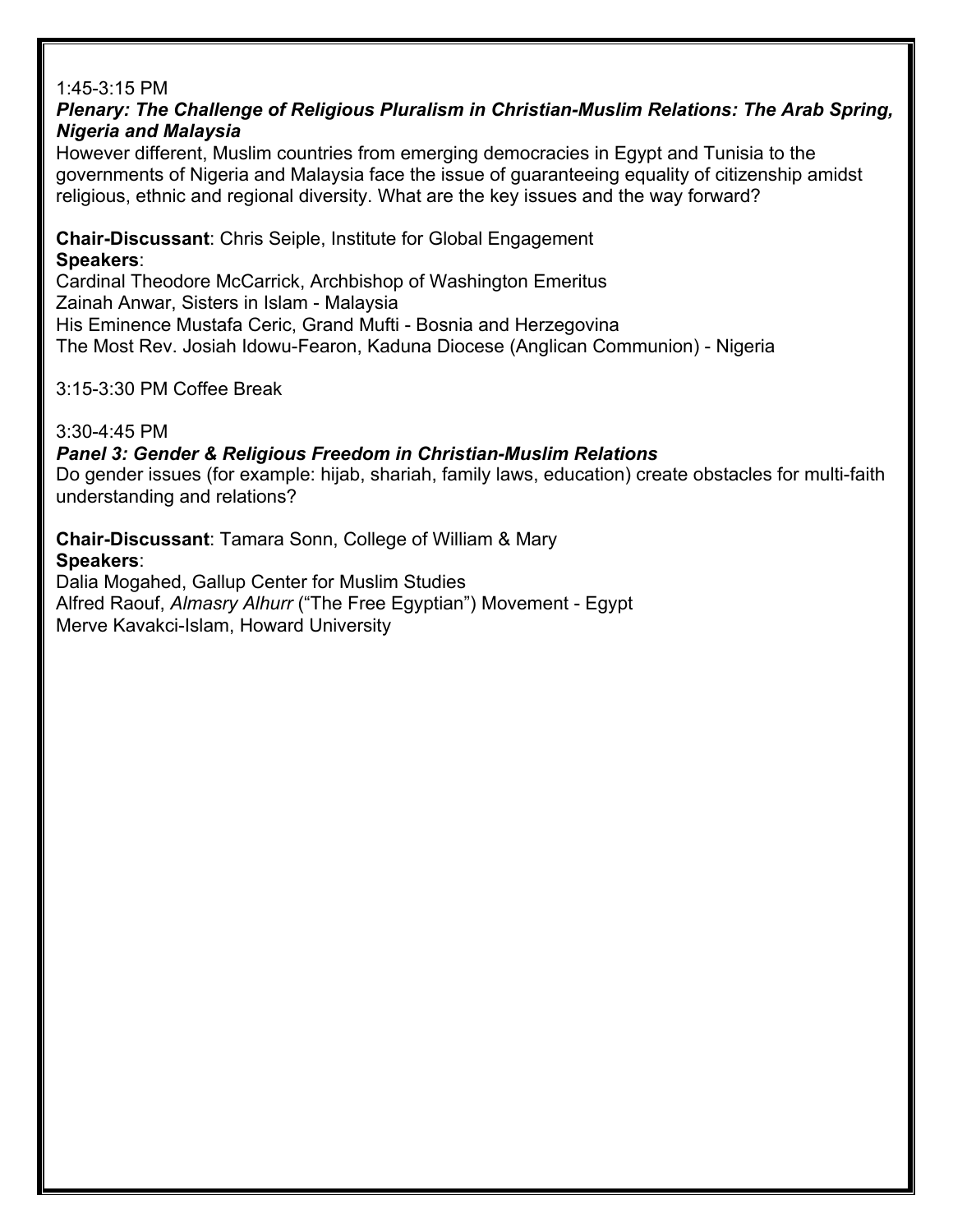1:45-3:15 PM

***Plenary: The Challenge of Religious Pluralism in Christian-Muslim Relations: The Arab Spring, Nigeria and Malaysia***

However different, Muslim countries from emerging democracies in Egypt and Tunisia to the governments of Nigeria and Malaysia face the issue of guaranteeing equality of citizenship amidst religious, ethnic and regional diversity. What are the key issues and the way forward?

**Chair-Discussant**: Chris Seiple, Institute for Global Engagement

**Speakers**:

Cardinal Theodore McCarrick, Archbishop of Washington Emeritus
Zainah Anwar, Sisters in Islam - Malaysia
His Eminence Mustafa Ceric, Grand Mufti - Bosnia and Herzegovina
The Most Rev. Josiah Idowu-Fearon, Kaduna Diocese (Anglican Communion) - Nigeria

3:15-3:30 PM Coffee Break

3:30-4:45 PM

***Panel 3: Gender & Religious Freedom in Christian-Muslim Relations***

Do gender issues (for example: hijab, shariah, family laws, education) create obstacles for multi-faith understanding and relations?

**Chair-Discussant**: Tamara Sonn, College of William & Mary

**Speakers**:

Dalia Mogahed, Gallup Center for Muslim Studies
Alfred Raouf, *Almasry Alhurr* ("The Free Egyptian") Movement - Egypt
Merve Kavakci-Islam, Howard University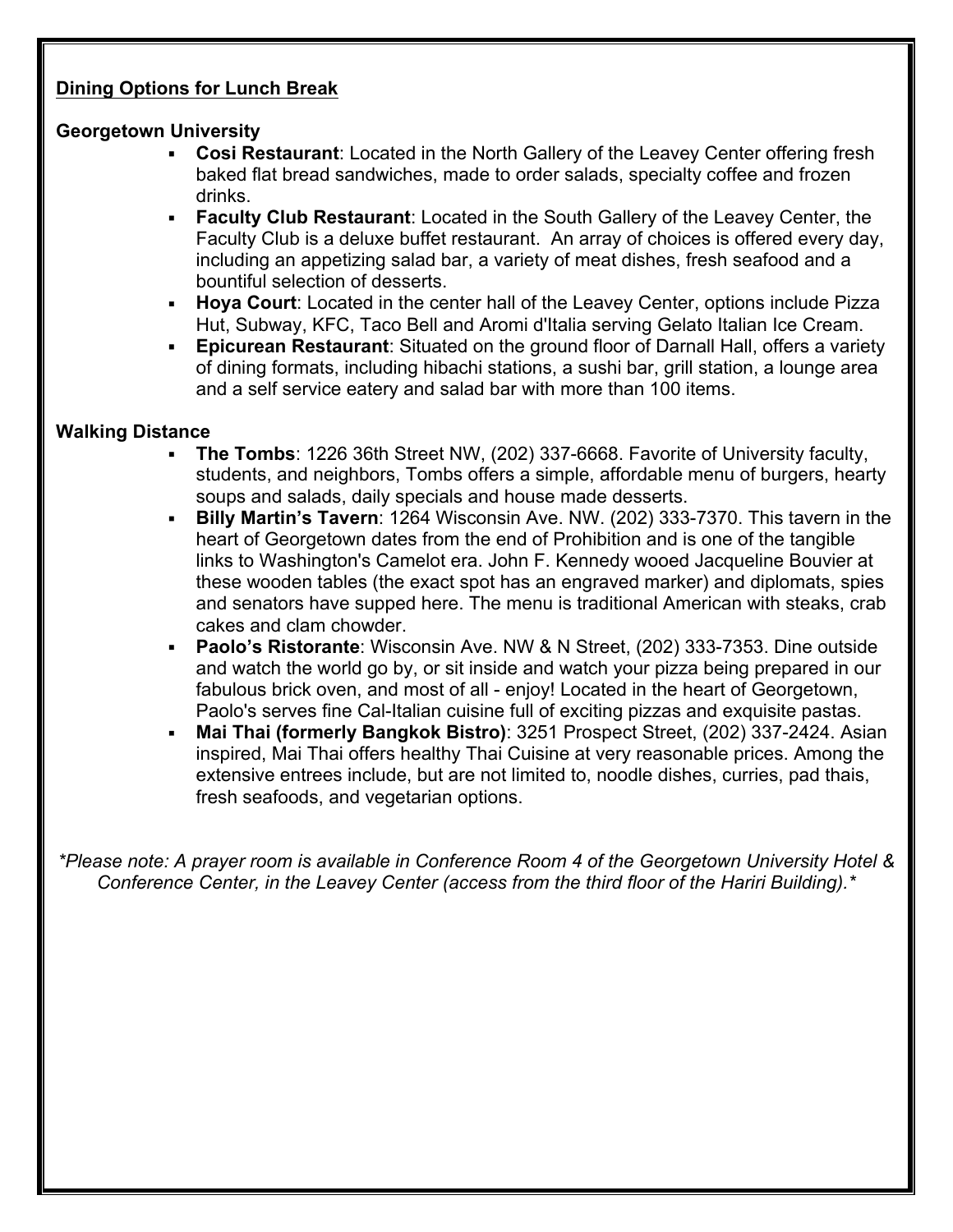**<u>Dining Options for Lunch Break</u>**

**Georgetown University**

- **Cosi Restaurant**: Located in the North Gallery of the Leavey Center offering fresh baked flat bread sandwiches, made to order salads, specialty coffee and frozen drinks.
- **Faculty Club Restaurant**: Located in the South Gallery of the Leavey Center, the Faculty Club is a deluxe buffet restaurant. An array of choices is offered every day, including an appetizing salad bar, a variety of meat dishes, fresh seafood and a bountiful selection of desserts.
- **Hoya Court**: Located in the center hall of the Leavey Center, options include Pizza Hut, Subway, KFC, Taco Bell and Aromi d'Italia serving Gelato Italian Ice Cream.
- **Epicurean Restaurant**: Situated on the ground floor of Darnall Hall, offers a variety of dining formats, including hibachi stations, a sushi bar, grill station, a lounge area and a self service eatery and salad bar with more than 100 items.

**Walking Distance**

- **The Tombs**: 1226 36th Street NW, (202) 337-6668. Favorite of University faculty, students, and neighbors, Tombs offers a simple, affordable menu of burgers, hearty soups and salads, daily specials and house made desserts.
- **Billy Martin's Tavern**: 1264 Wisconsin Ave. NW. (202) 333-7370. This tavern in the heart of Georgetown dates from the end of Prohibition and is one of the tangible links to Washington's Camelot era. John F. Kennedy wooed Jacqueline Bouvier at these wooden tables (the exact spot has an engraved marker) and diplomats, spies and senators have supped here. The menu is traditional American with steaks, crab cakes and clam chowder.
- **Paolo's Ristorante**: Wisconsin Ave. NW & N Street, (202) 333-7353. Dine outside and watch the world go by, or sit inside and watch your pizza being prepared in our fabulous brick oven, and most of all - enjoy! Located in the heart of Georgetown, Paolo's serves fine Cal-Italian cuisine full of exciting pizzas and exquisite pastas.
- **Mai Thai (formerly Bangkok Bistro)**: 3251 Prospect Street, (202) 337-2424. Asian inspired, Mai Thai offers healthy Thai Cuisine at very reasonable prices. Among the extensive entrees include, but are not limited to, noodle dishes, curries, pad thais, fresh seafoods, and vegetarian options.

*\*Please note: A prayer room is available in Conference Room 4 of the Georgetown University Hotel & Conference Center, in the Leavey Center (access from the third floor of the Hariri Building).\**